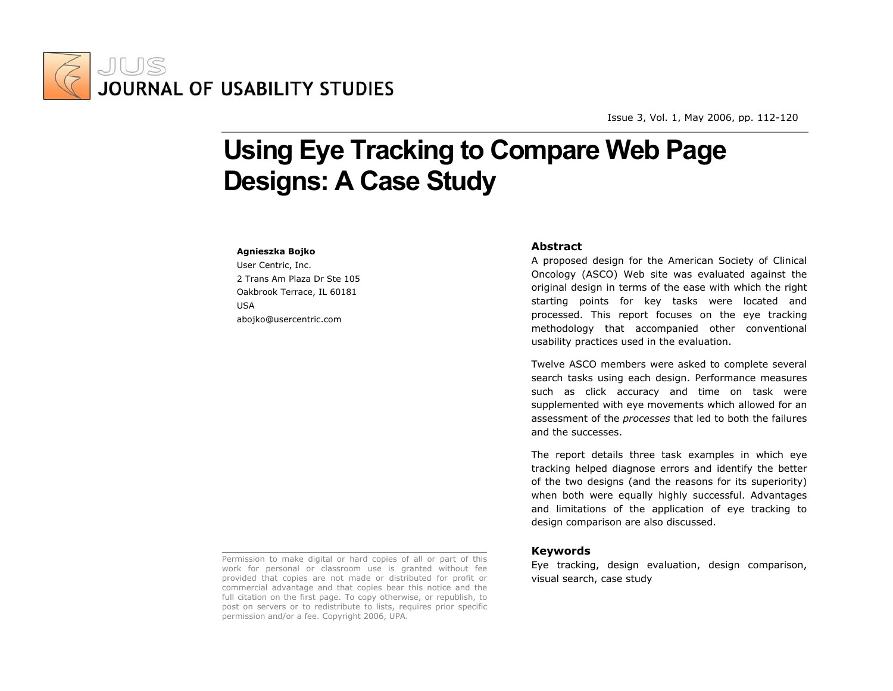# Using Eye Tracking to Compare Web Page Designs: A Case Study

**Agnieszka Bojko**
User Centric, Inc.
2 Trans Am Plaza Dr Ste 105
Oakbrook Terrace, IL 60181
USA
abojko@usercentric.com

## Abstract

A proposed design for the American Society of Clinical Oncology (ASCO) Web site was evaluated against the original design in terms of the ease with which the right starting points for key tasks were located and processed. This report focuses on the eye tracking methodology that accompanied other conventional usability practices used in the evaluation.

Twelve ASCO members were asked to complete several search tasks using each design. Performance measures such as click accuracy and time on task were supplemented with eye movements which allowed for an assessment of the *processes* that led to both the failures and the successes.

The report details three task examples in which eye tracking helped diagnose errors and identify the better of the two designs (and the reasons for its superiority) when both were equally highly successful. Advantages and limitations of the application of eye tracking to design comparison are also discussed.

## Keywords

Eye tracking, design evaluation, design comparison, visual search, case study

Permission to make digital or hard copies of all or part of this work for personal or classroom use is granted without fee provided that copies are not made or distributed for profit or commercial advantage and that copies bear this notice and the full citation on the first page. To copy otherwise, or republish, to post on servers or to redistribute to lists, requires prior specific permission and/or a fee. Copyright 2006, UPA.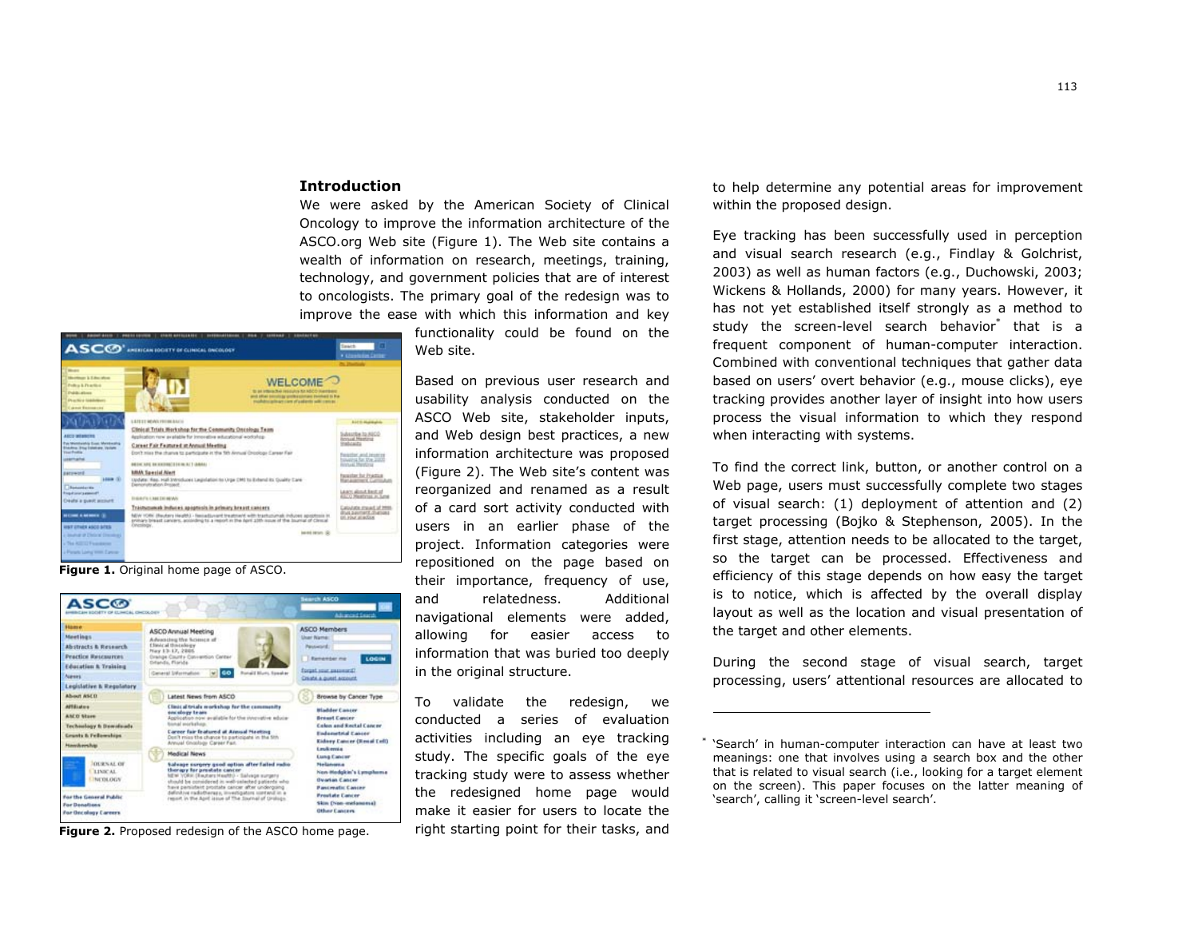## Introduction

We were asked by the American Society of Clinical Oncology to improve the information architecture of the ASCO.org Web site (Figure 1). The Web site contains a wealth of information on research, meetings, training, technology, and government policies that are of interest to oncologists. The primary goal of the redesign was to improve the ease with which this information and key functionality could be found on the Web site.

Figure 1. Original home page of ASCO.

Figure 2. Proposed redesign of the ASCO home page.

Based on previous user research and usability analysis conducted on the ASCO Web site, stakeholder inputs, and Web design best practices, a new information architecture was proposed (Figure 2). The Web site's content was reorganized and renamed as a result of a card sort activity conducted with users in an earlier phase of the project. Information categories were repositioned on the page based on their importance, frequency of use, and relatedness. Additional navigational elements were added, allowing for easier access to information that was buried too deeply in the original structure.

To validate the redesign, we conducted a series of evaluation activities including an eye tracking study. The specific goals of the eye tracking study were to assess whether the redesigned home page would make it easier for users to locate the right starting point for their tasks, and to help determine any potential areas for improvement within the proposed design.

Eye tracking has been successfully used in perception and visual search research (e.g., Findlay & Golchrist, 2003) as well as human factors (e.g., Duchowski, 2003; Wickens & Hollands, 2000) for many years. However, it has not yet established itself strongly as a method to study the screen-level search behavior* that is a frequent component of human-computer interaction. Combined with conventional techniques that gather data based on users' overt behavior (e.g., mouse clicks), eye tracking provides another layer of insight into how users process the visual information to which they respond when interacting with systems.

To find the correct link, button, or another control on a Web page, users must successfully complete two stages of visual search: (1) deployment of attention and (2) target processing (Bojko & Stephenson, 2005). In the first stage, attention needs to be allocated to the target, so the target can be processed. Effectiveness and efficiency of this stage depends on how easy the target is to notice, which is affected by the overall display layout as well as the location and visual presentation of the target and other elements.

During the second stage of visual search, target processing, users' attentional resources are allocated to

\* 'Search' in human-computer interaction can have at least two meanings: one that involves using a search box and the other that is related to visual search (i.e., looking for a target element on the screen). This paper focuses on the latter meaning of 'search', calling it 'screen-level search'.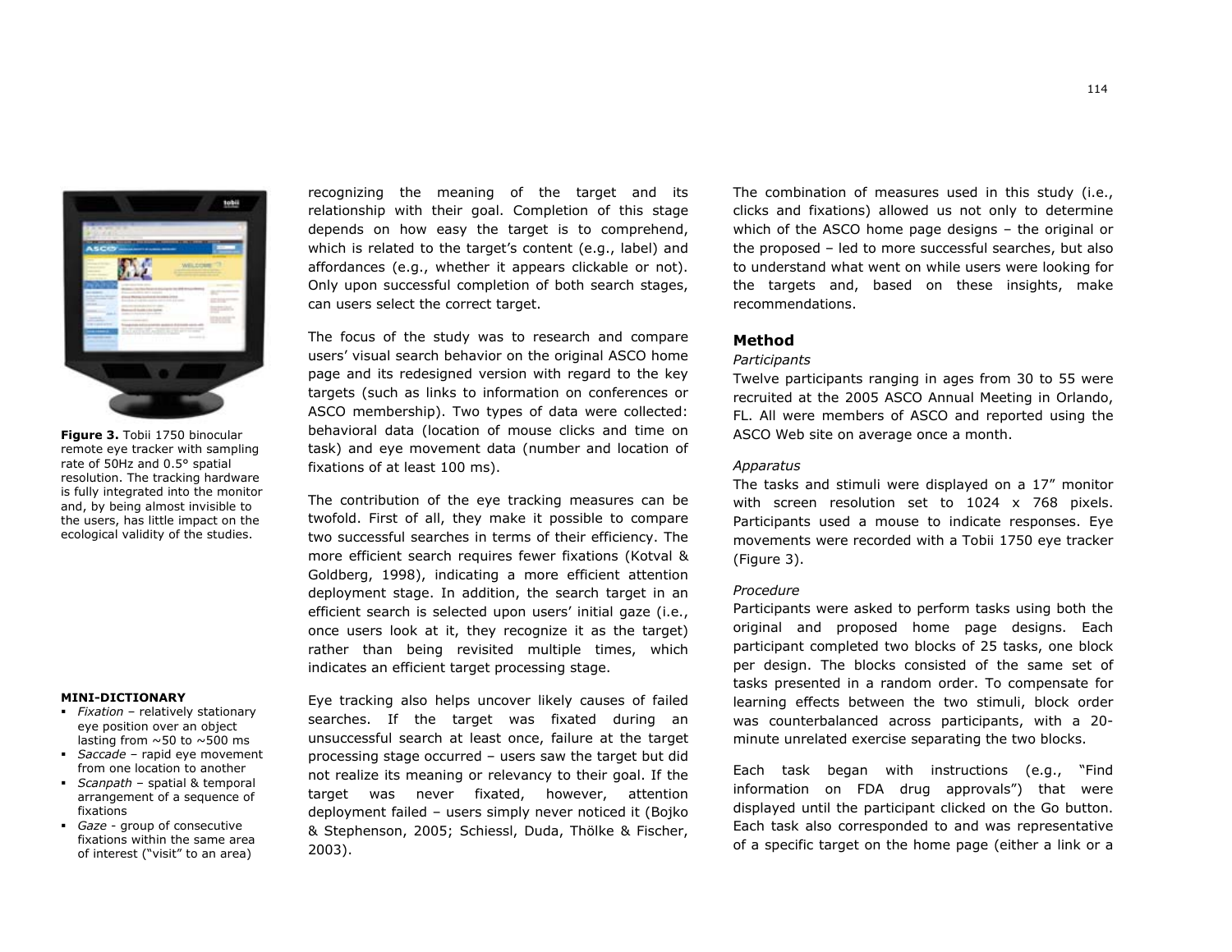**Figure 3.** Tobii 1750 binocular remote eye tracker with sampling rate of 50Hz and 0.5° spatial resolution. The tracking hardware is fully integrated into the monitor and, by being almost invisible to the users, has little impact on the ecological validity of the studies.

**MINI-DICTIONARY**

- *Fixation* – relatively stationary eye position over an object lasting from ~50 to ~500 ms
- *Saccade* – rapid eye movement from one location to another
- *Scanpath* – spatial & temporal arrangement of a sequence of fixations
- *Gaze* - group of consecutive fixations within the same area of interest ("visit" to an area)

recognizing the meaning of the target and its relationship with their goal. Completion of this stage depends on how easy the target is to comprehend, which is related to the target's content (e.g., label) and affordances (e.g., whether it appears clickable or not). Only upon successful completion of both search stages, can users select the correct target.

The focus of the study was to research and compare users' visual search behavior on the original ASCO home page and its redesigned version with regard to the key targets (such as links to information on conferences or ASCO membership). Two types of data were collected: behavioral data (location of mouse clicks and time on task) and eye movement data (number and location of fixations of at least 100 ms).

The contribution of the eye tracking measures can be twofold. First of all, they make it possible to compare two successful searches in terms of their efficiency. The more efficient search requires fewer fixations (Kotval & Goldberg, 1998), indicating a more efficient attention deployment stage. In addition, the search target in an efficient search is selected upon users' initial gaze (i.e., once users look at it, they recognize it as the target) rather than being revisited multiple times, which indicates an efficient target processing stage.

Eye tracking also helps uncover likely causes of failed searches. If the target was fixated during an unsuccessful search at least once, failure at the target processing stage occurred – users saw the target but did not realize its meaning or relevancy to their goal. If the target was never fixated, however, attention deployment failed – users simply never noticed it (Bojko & Stephenson, 2005; Schiessl, Duda, Thölke & Fischer, 2003).

The combination of measures used in this study (i.e., clicks and fixations) allowed us not only to determine which of the ASCO home page designs – the original or the proposed – led to more successful searches, but also to understand what went on while users were looking for the targets and, based on these insights, make recommendations.

## Method

*Participants*

Twelve participants ranging in ages from 30 to 55 were recruited at the 2005 ASCO Annual Meeting in Orlando, FL. All were members of ASCO and reported using the ASCO Web site on average once a month.

*Apparatus*

The tasks and stimuli were displayed on a 17" monitor with screen resolution set to 1024 x 768 pixels. Participants used a mouse to indicate responses. Eye movements were recorded with a Tobii 1750 eye tracker (Figure 3).

*Procedure*

Participants were asked to perform tasks using both the original and proposed home page designs. Each participant completed two blocks of 25 tasks, one block per design. The blocks consisted of the same set of tasks presented in a random order. To compensate for learning effects between the two stimuli, block order was counterbalanced across participants, with a 20-minute unrelated exercise separating the two blocks.

Each task began with instructions (e.g., "Find information on FDA drug approvals") that were displayed until the participant clicked on the Go button. Each task also corresponded to and was representative of a specific target on the home page (either a link or a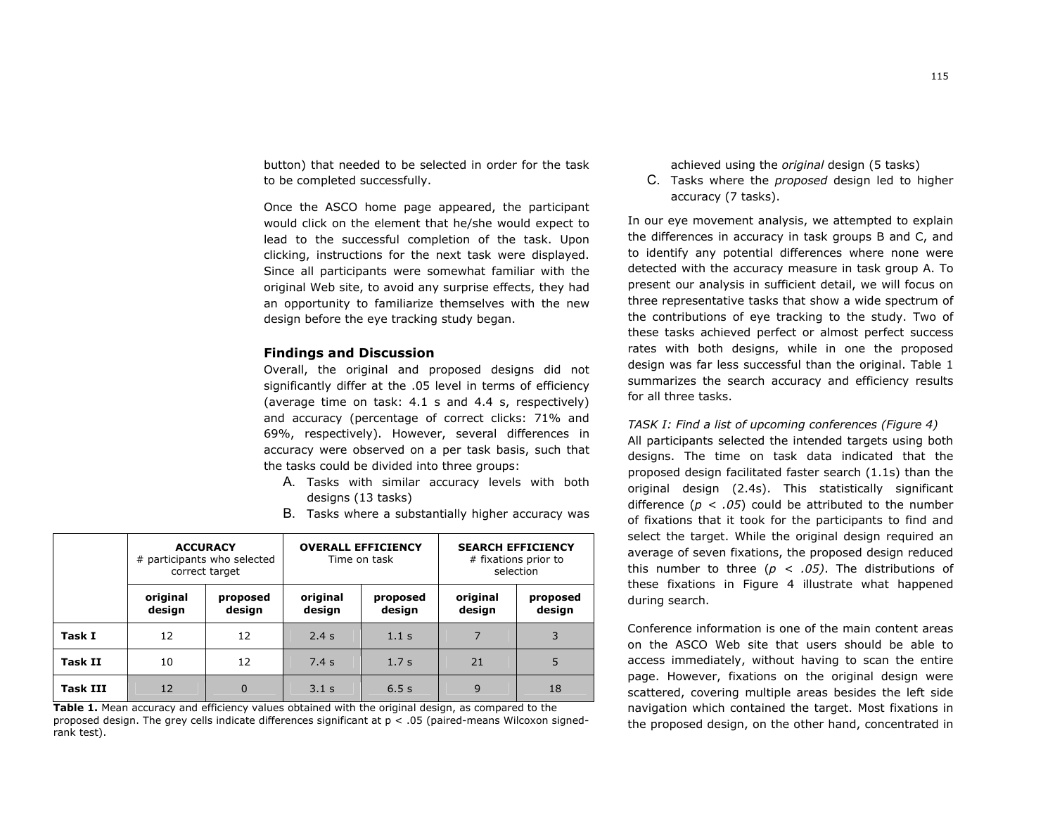button) that needed to be selected in order for the task to be completed successfully.

Once the ASCO home page appeared, the participant would click on the element that he/she would expect to lead to the successful completion of the task. Upon clicking, instructions for the next task were displayed. Since all participants were somewhat familiar with the original Web site, to avoid any surprise effects, they had an opportunity to familiarize themselves with the new design before the eye tracking study began.

### Findings and Discussion

Overall, the original and proposed designs did not significantly differ at the .05 level in terms of efficiency (average time on task: 4.1 s and 4.4 s, respectively) and accuracy (percentage of correct clicks: 71% and 69%, respectively). However, several differences in accuracy were observed on a per task basis, such that the tasks could be divided into three groups:

A. Tasks with similar accuracy levels with both designs (13 tasks)
B. Tasks where a substantially higher accuracy was achieved using the *original* design (5 tasks)
C. Tasks where the *proposed* design led to higher accuracy (7 tasks).

|  | **ACCURACY** # participants who selected correct target |  | **OVERALL EFFICIENCY** Time on task |  | **SEARCH EFFICIENCY** # fixations prior to selection |  |
|---|---|---|---|---|---|---|
|  | **original design** | **proposed design** | **original design** | **proposed design** | **original design** | **proposed design** |
| **Task I** | 12 | 12 | 2.4 s | 1.1 s | 7 | 3 |
| **Task II** | 10 | 12 | 7.4 s | 1.7 s | 21 | 5 |
| **Task III** | 12 | 0 | 3.1 s | 6.5 s | 9 | 18 |

**Table 1.** Mean accuracy and efficiency values obtained with the original design, as compared to the proposed design. The grey cells indicate differences significant at $p < .05$ (paired-means Wilcoxon signed-rank test).

In our eye movement analysis, we attempted to explain the differences in accuracy in task groups B and C, and to identify any potential differences where none were detected with the accuracy measure in task group A. To present our analysis in sufficient detail, we will focus on three representative tasks that show a wide spectrum of the contributions of eye tracking to the study. Two of these tasks achieved perfect or almost perfect success rates with both designs, while in one the proposed design was far less successful than the original. Table 1 summarizes the search accuracy and efficiency results for all three tasks.

*TASK I: Find a list of upcoming conferences (Figure 4)*

All participants selected the intended targets using both designs. The time on task data indicated that the proposed design facilitated faster search (1.1s) than the original design (2.4s). This statistically significant difference ($p < .05$) could be attributed to the number of fixations that it took for the participants to find and select the target. While the original design required an average of seven fixations, the proposed design reduced this number to three ($p < .05$). The distributions of these fixations in Figure 4 illustrate what happened during search.

Conference information is one of the main content areas on the ASCO Web site that users should be able to access immediately, without having to scan the entire page. However, fixations on the original design were scattered, covering multiple areas besides the left side navigation which contained the target. Most fixations in the proposed design, on the other hand, concentrated in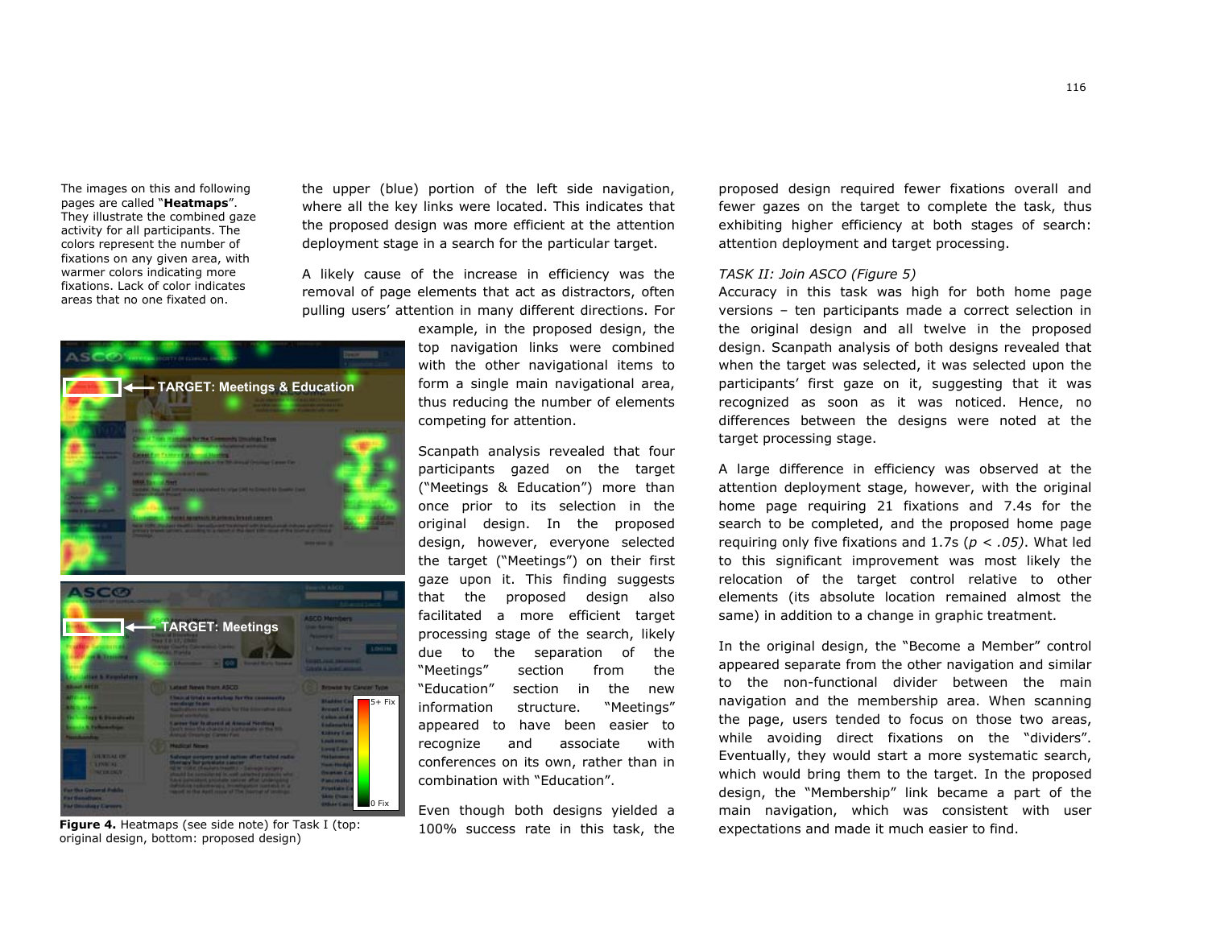The images on this and following pages are called "**Heatmaps**". They illustrate the combined gaze activity for all participants. The colors represent the number of fixations on any given area, with warmer colors indicating more fixations. Lack of color indicates areas that no one fixated on.

the upper (blue) portion of the left side navigation, where all the key links were located. This indicates that the proposed design was more efficient at the attention deployment stage in a search for the particular target.

A likely cause of the increase in efficiency was the removal of page elements that act as distractors, often pulling users' attention in many different directions. For example, in the proposed design, the top navigation links were combined with the other navigational items to form a single main navigational area, thus reducing the number of elements competing for attention.

Scanpath analysis revealed that four participants gazed on the target ("Meetings & Education") more than once prior to its selection in the original design. In the proposed design, however, everyone selected the target ("Meetings") on their first gaze upon it. This finding suggests that the proposed design also facilitated a more efficient target processing stage of the search, likely due to the separation of the "Meetings" section from the "Education" section in the new information structure. "Meetings" appeared to have been easier to recognize and associate with conferences on its own, rather than in combination with "Education".

**Figure 4.** Heatmaps (see side note) for Task I (top: original design, bottom: proposed design)

Even though both designs yielded a 100% success rate in this task, the proposed design required fewer fixations overall and fewer gazes on the target to complete the task, thus exhibiting higher efficiency at both stages of search: attention deployment and target processing.

*TASK II: Join ASCO (Figure 5)*

Accuracy in this task was high for both home page versions – ten participants made a correct selection in the original design and all twelve in the proposed design. Scanpath analysis of both designs revealed that when the target was selected, it was selected upon the participants' first gaze on it, suggesting that it was recognized as soon as it was noticed. Hence, no differences between the designs were noted at the target processing stage.

A large difference in efficiency was observed at the attention deployment stage, however, with the original home page requiring 21 fixations and 7.4s for the search to be completed, and the proposed home page requiring only five fixations and 1.7s (*$p < .05$*). What led to this significant improvement was most likely the relocation of the target control relative to other elements (its absolute location remained almost the same) in addition to a change in graphic treatment.

In the original design, the "Become a Member" control appeared separate from the other navigation and similar to the non-functional divider between the main navigation and the membership area. When scanning the page, users tended to focus on those two areas, while avoiding direct fixations on the "dividers". Eventually, they would start a more systematic search, which would bring them to the target. In the proposed design, the "Membership" link became a part of the main navigation, which was consistent with user expectations and made it much easier to find.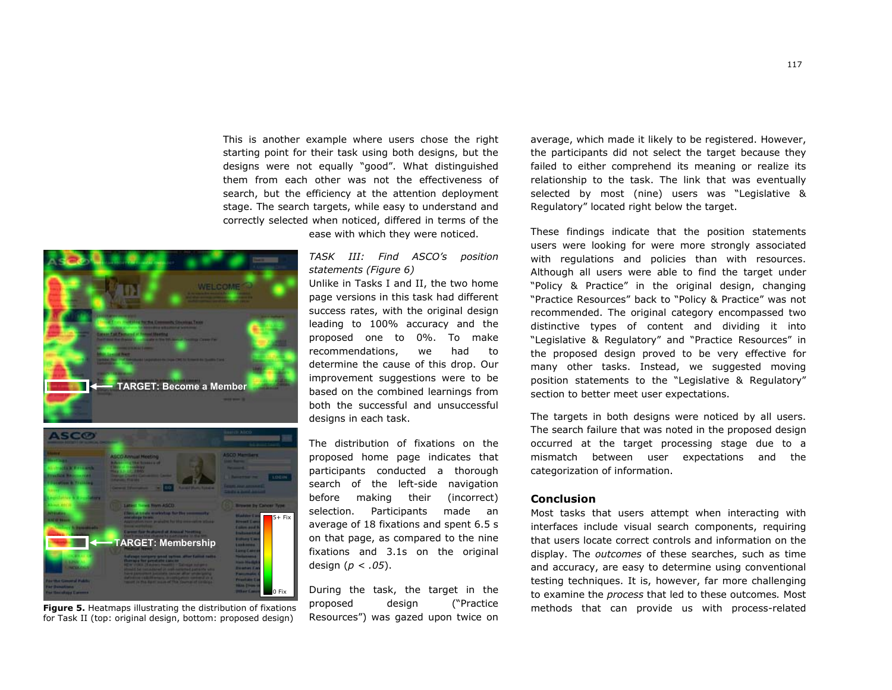This is another example where users chose the right starting point for their task using both designs, but the designs were not equally "good". What distinguished them from each other was not the effectiveness of search, but the efficiency at the attention deployment stage. The search targets, while easy to understand and correctly selected when noticed, differed in terms of the ease with which they were noticed.

**Figure 5.** Heatmaps illustrating the distribution of fixations for Task II (top: original design, bottom: proposed design)

*TASK III: Find ASCO's position statements (Figure 6)*

Unlike in Tasks I and II, the two home page versions in this task had different success rates, with the original design leading to 100% accuracy and the proposed one to 0%. To make recommendations, we had to determine the cause of this drop. Our improvement suggestions were to be based on the combined learnings from both the successful and unsuccessful designs in each task.

The distribution of fixations on the proposed home page indicates that participants conducted a thorough search of the left-side navigation before making their (incorrect) selection. Participants made an average of 18 fixations and spent 6.5 s on that page, as compared to the nine fixations and 3.1s on the original design ($p < .05$).

During the task, the target in the proposed design ("Practice Resources") was gazed upon twice on average, which made it likely to be registered. However, the participants did not select the target because they failed to either comprehend its meaning or realize its relationship to the task. The link that was eventually selected by most (nine) users was "Legislative & Regulatory" located right below the target.

These findings indicate that the position statements users were looking for were more strongly associated with regulations and policies than with resources. Although all users were able to find the target under "Policy & Practice" in the original design, changing "Practice Resources" back to "Policy & Practice" was not recommended. The original category encompassed two distinctive types of content and dividing it into "Legislative & Regulatory" and "Practice Resources" in the proposed design proved to be very effective for many other tasks. Instead, we suggested moving position statements to the "Legislative & Regulatory" section to better meet user expectations.

The targets in both designs were noticed by all users. The search failure that was noted in the proposed design occurred at the target processing stage due to a mismatch between user expectations and the categorization of information.

## Conclusion

Most tasks that users attempt when interacting with interfaces include visual search components, requiring that users locate correct controls and information on the display. The *outcomes* of these searches, such as time and accuracy, are easy to determine using conventional testing techniques. It is, however, far more challenging to examine the *process* that led to these outcomes. Most methods that can provide us with process-related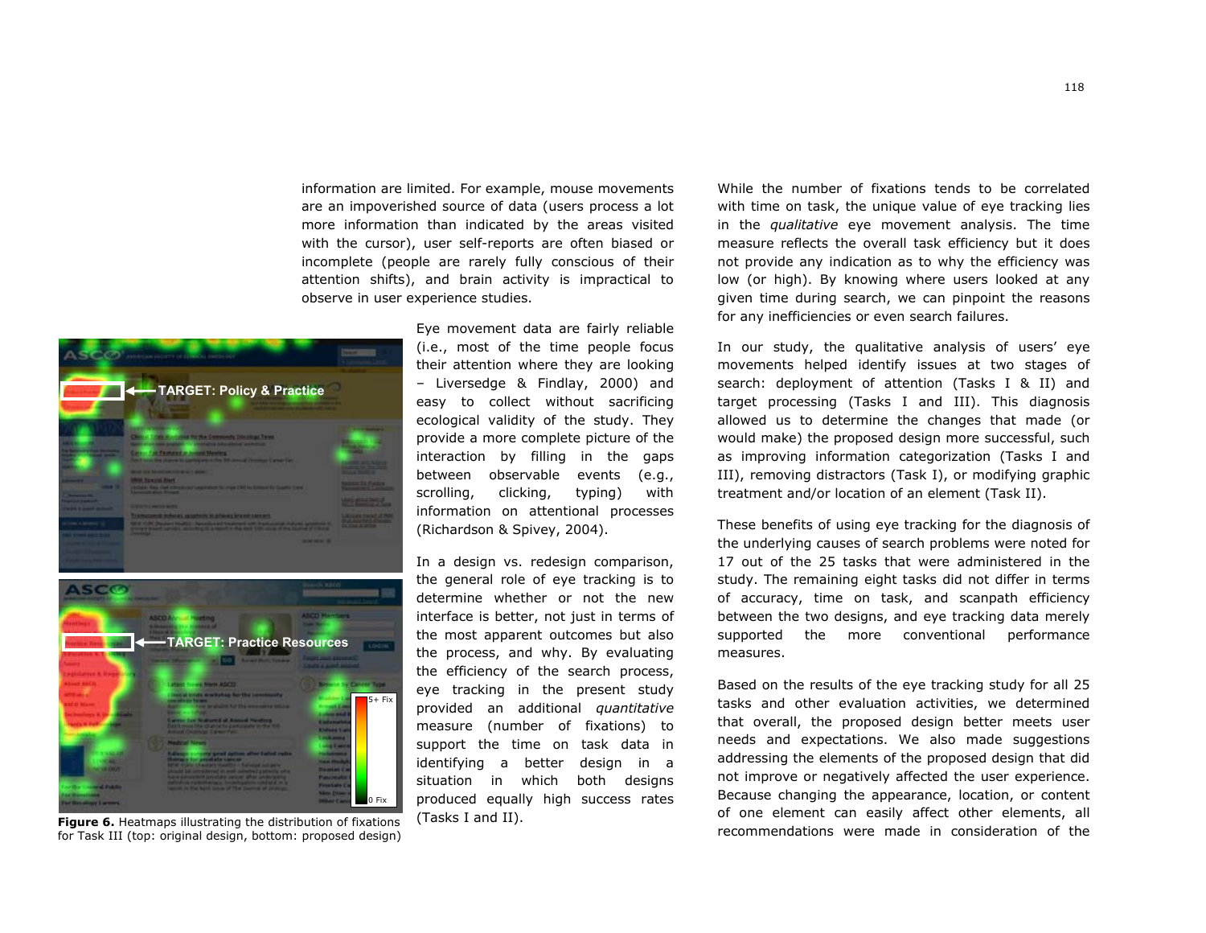information are limited. For example, mouse movements are an impoverished source of data (users process a lot more information than indicated by the areas visited with the cursor), user self-reports are often biased or incomplete (people are rarely fully conscious of their attention shifts), and brain activity is impractical to observe in user experience studies.

**Figure 6.** Heatmaps illustrating the distribution of fixations for Task III (top: original design, bottom: proposed design)

Eye movement data are fairly reliable (i.e., most of the time people focus their attention where they are looking – Liversedge & Findlay, 2000) and easy to collect without sacrificing ecological validity of the study. They provide a more complete picture of the interaction by filling in the gaps between observable events (e.g., scrolling, clicking, typing) with information on attentional processes (Richardson & Spivey, 2004).

In a design vs. redesign comparison, the general role of eye tracking is to determine whether or not the new interface is better, not just in terms of the most apparent outcomes but also the process, and why. By evaluating the efficiency of the search process, eye tracking in the present study provided an additional *quantitative* measure (number of fixations) to support the time on task data in identifying a better design in a situation in which both designs produced equally high success rates (Tasks I and II).

While the number of fixations tends to be correlated with time on task, the unique value of eye tracking lies in the *qualitative* eye movement analysis. The time measure reflects the overall task efficiency but it does not provide any indication as to why the efficiency was low (or high). By knowing where users looked at any given time during search, we can pinpoint the reasons for any inefficiencies or even search failures.

In our study, the qualitative analysis of users' eye movements helped identify issues at two stages of search: deployment of attention (Tasks I & II) and target processing (Tasks I and III). This diagnosis allowed us to determine the changes that made (or would make) the proposed design more successful, such as improving information categorization (Tasks I and III), removing distractors (Task I), or modifying graphic treatment and/or location of an element (Task II).

These benefits of using eye tracking for the diagnosis of the underlying causes of search problems were noted for 17 out of the 25 tasks that were administered in the study. The remaining eight tasks did not differ in terms of accuracy, time on task, and scanpath efficiency between the two designs, and eye tracking data merely supported the more conventional performance measures.

Based on the results of the eye tracking study for all 25 tasks and other evaluation activities, we determined that overall, the proposed design better meets user needs and expectations. We also made suggestions addressing the elements of the proposed design that did not improve or negatively affected the user experience. Because changing the appearance, location, or content of one element can easily affect other elements, all recommendations were made in consideration of the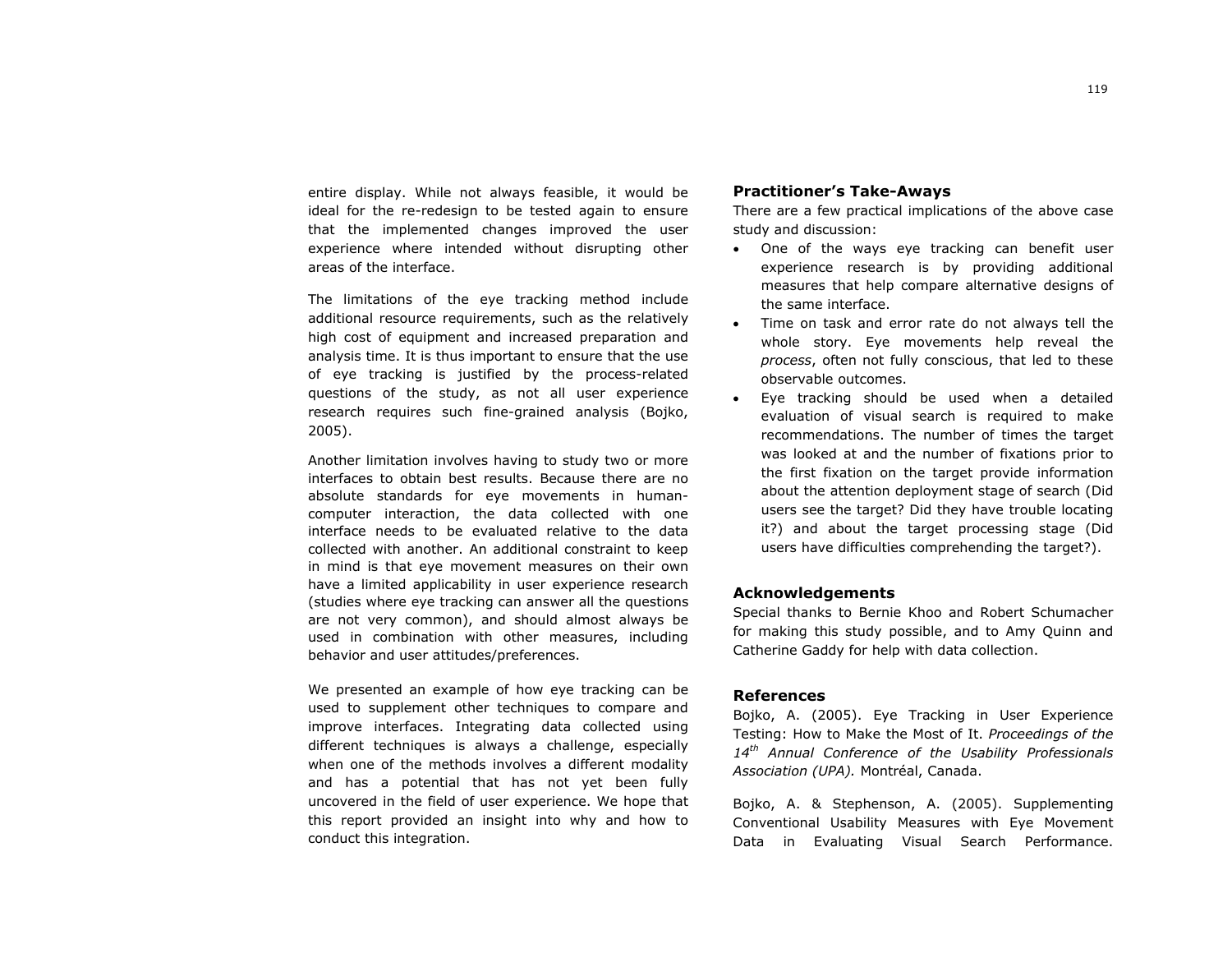entire display. While not always feasible, it would be ideal for the re-redesign to be tested again to ensure that the implemented changes improved the user experience where intended without disrupting other areas of the interface.

The limitations of the eye tracking method include additional resource requirements, such as the relatively high cost of equipment and increased preparation and analysis time. It is thus important to ensure that the use of eye tracking is justified by the process-related questions of the study, as not all user experience research requires such fine-grained analysis (Bojko, 2005).

Another limitation involves having to study two or more interfaces to obtain best results. Because there are no absolute standards for eye movements in human-computer interaction, the data collected with one interface needs to be evaluated relative to the data collected with another. An additional constraint to keep in mind is that eye movement measures on their own have a limited applicability in user experience research (studies where eye tracking can answer all the questions are not very common), and should almost always be used in combination with other measures, including behavior and user attitudes/preferences.

We presented an example of how eye tracking can be used to supplement other techniques to compare and improve interfaces. Integrating data collected using different techniques is always a challenge, especially when one of the methods involves a different modality and has a potential that has not yet been fully uncovered in the field of user experience. We hope that this report provided an insight into why and how to conduct this integration.

## Practitioner's Take-Aways

There are a few practical implications of the above case study and discussion:

- One of the ways eye tracking can benefit user experience research is by providing additional measures that help compare alternative designs of the same interface.
- Time on task and error rate do not always tell the whole story. Eye movements help reveal the *process*, often not fully conscious, that led to these observable outcomes.
- Eye tracking should be used when a detailed evaluation of visual search is required to make recommendations. The number of times the target was looked at and the number of fixations prior to the first fixation on the target provide information about the attention deployment stage of search (Did users see the target? Did they have trouble locating it?) and about the target processing stage (Did users have difficulties comprehending the target?).

## Acknowledgements

Special thanks to Bernie Khoo and Robert Schumacher for making this study possible, and to Amy Quinn and Catherine Gaddy for help with data collection.

## References

Bojko, A. (2005). Eye Tracking in User Experience Testing: How to Make the Most of It. *Proceedings of the 14th Annual Conference of the Usability Professionals Association (UPA).* Montréal, Canada.

Bojko, A. & Stephenson, A. (2005). Supplementing Conventional Usability Measures with Eye Movement Data in Evaluating Visual Search Performance.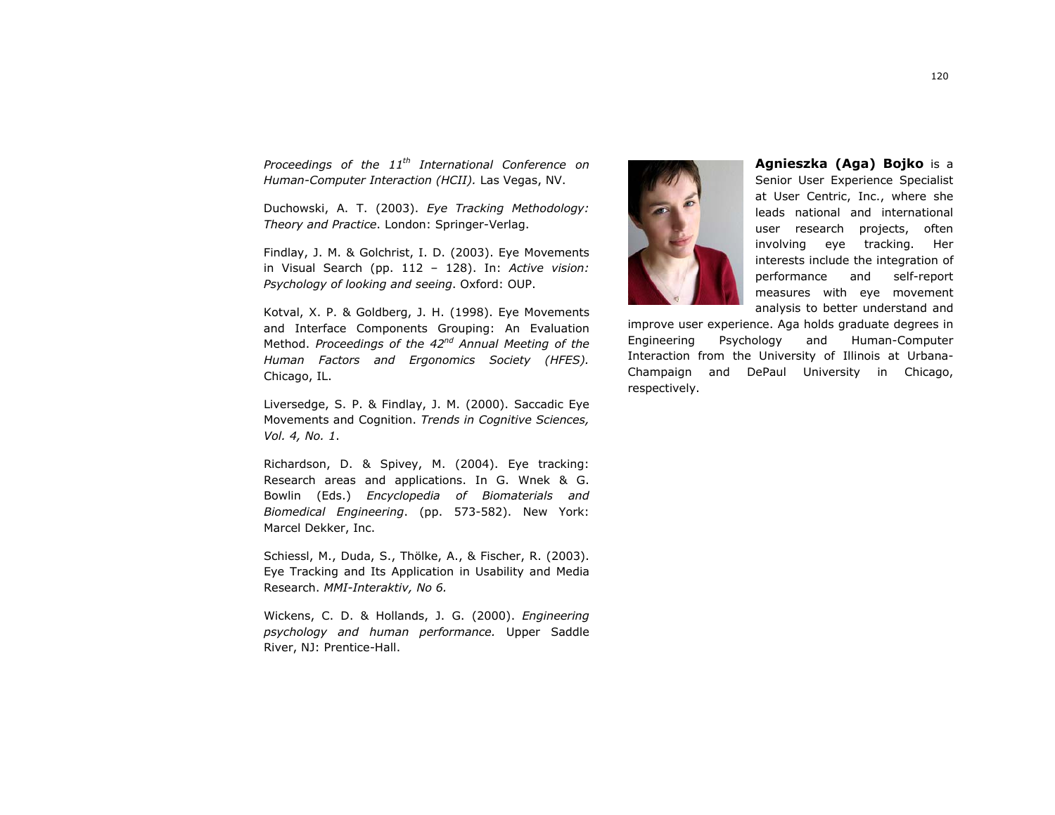*Proceedings of the 11th International Conference on Human-Computer Interaction (HCII).* Las Vegas, NV.

Duchowski, A. T. (2003). *Eye Tracking Methodology: Theory and Practice*. London: Springer-Verlag.

Findlay, J. M. & Golchrist, I. D. (2003). Eye Movements in Visual Search (pp. 112 – 128). In: *Active vision: Psychology of looking and seeing*. Oxford: OUP.

Kotval, X. P. & Goldberg, J. H. (1998). Eye Movements and Interface Components Grouping: An Evaluation Method. *Proceedings of the 42nd Annual Meeting of the Human Factors and Ergonomics Society (HFES).* Chicago, IL.

Liversedge, S. P. & Findlay, J. M. (2000). Saccadic Eye Movements and Cognition. *Trends in Cognitive Sciences, Vol. 4, No. 1*.

Richardson, D. & Spivey, M. (2004). Eye tracking: Research areas and applications. In G. Wnek & G. Bowlin (Eds.) *Encyclopedia of Biomaterials and Biomedical Engineering*. (pp. 573-582). New York: Marcel Dekker, Inc.

Schiessl, M., Duda, S., Thölke, A., & Fischer, R. (2003). Eye Tracking and Its Application in Usability and Media Research. *MMI-Interaktiv, No 6.*

Wickens, C. D. & Hollands, J. G. (2000). *Engineering psychology and human performance.* Upper Saddle River, NJ: Prentice-Hall.

**Agnieszka (Aga) Bojko** is a Senior User Experience Specialist at User Centric, Inc., where she leads national and international user research projects, often involving eye tracking. Her interests include the integration of performance and self-report measures with eye movement analysis to better understand and improve user experience. Aga holds graduate degrees in Engineering Psychology and Human-Computer Interaction from the University of Illinois at Urbana-Champaign and DePaul University in Chicago, respectively.